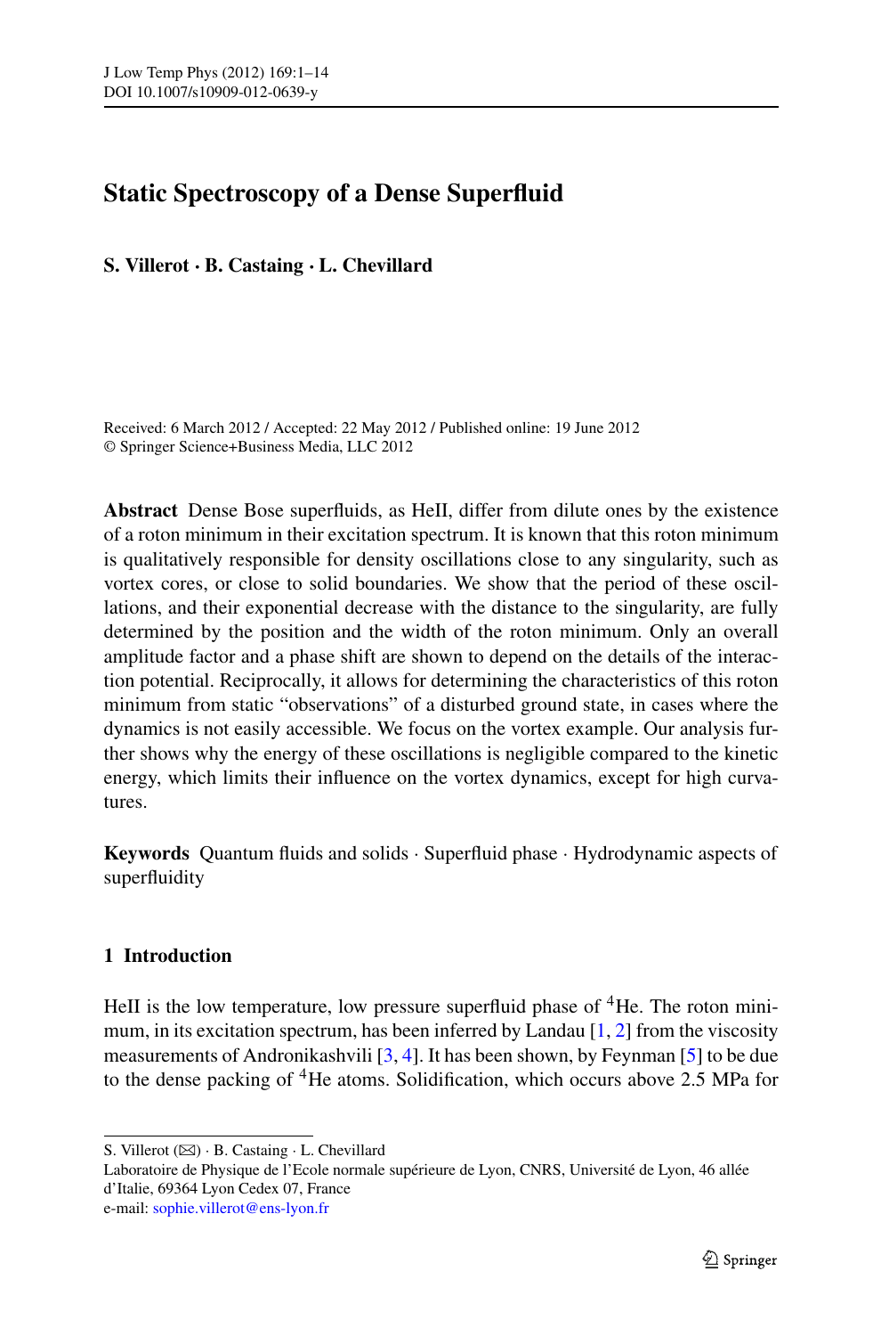# Static Spectroscopy of a Dense Superfluid

**S. Villerot · B. Castaing · L. Chevillard**

Received: 6 March 2012 / Accepted: 22 May 2012 / Published online: 19 June 2012
© Springer Science+Business Media, LLC 2012

**Abstract** Dense Bose superfluids, as HeII, differ from dilute ones by the existence of a roton minimum in their excitation spectrum. It is known that this roton minimum is qualitatively responsible for density oscillations close to any singularity, such as vortex cores, or close to solid boundaries. We show that the period of these oscillations, and their exponential decrease with the distance to the singularity, are fully determined by the position and the width of the roton minimum. Only an overall amplitude factor and a phase shift are shown to depend on the details of the interaction potential. Reciprocally, it allows for determining the characteristics of this roton minimum from static "observations" of a disturbed ground state, in cases where the dynamics is not easily accessible. We focus on the vortex example. Our analysis further shows why the energy of these oscillations is negligible compared to the kinetic energy, which limits their influence on the vortex dynamics, except for high curvatures.

**Keywords** Quantum fluids and solids · Superfluid phase · Hydrodynamic aspects of superfluidity

## 1 Introduction

HeII is the low temperature, low pressure superfluid phase of $^4$He. The roton minimum, in its excitation spectrum, has been inferred by Landau [1, 2] from the viscosity measurements of Andronikashvili [3, 4]. It has been shown, by Feynman [5] to be due to the dense packing of $^4$He atoms. Solidification, which occurs above 2.5 MPa for

---

S. Villerot (✉) · B. Castaing · L. Chevillard
Laboratoire de Physique de l'Ecole normale supérieure de Lyon, CNRS, Université de Lyon, 46 allée d'Italie, 69364 Lyon Cedex 07, France
e-mail: sophie.villerot@ens-lyon.fr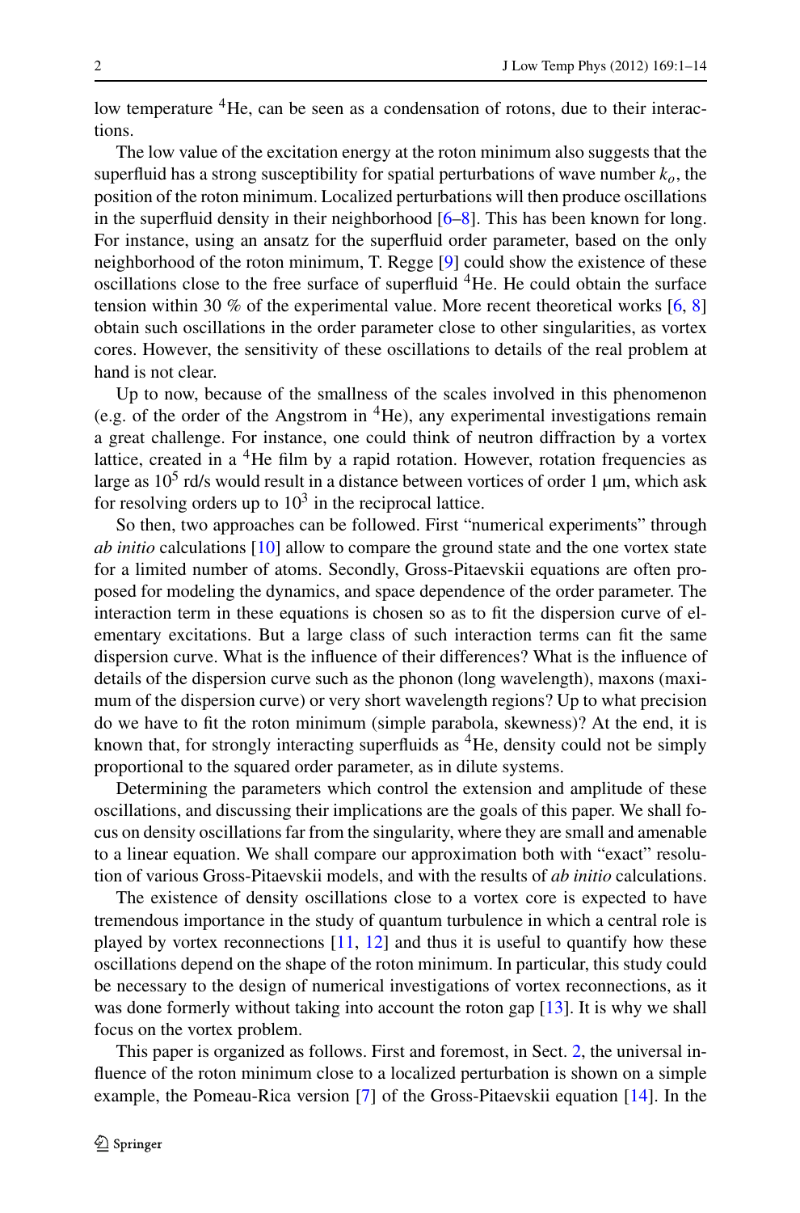low temperature $^4$He, can be seen as a condensation of rotons, due to their interactions.

The low value of the excitation energy at the roton minimum also suggests that the superfluid has a strong susceptibility for spatial perturbations of wave number $k_o$, the position of the roton minimum. Localized perturbations will then produce oscillations in the superfluid density in their neighborhood [6–8]. This has been known for long. For instance, using an ansatz for the superfluid order parameter, based on the only neighborhood of the roton minimum, T. Regge [9] could show the existence of these oscillations close to the free surface of superfluid $^4$He. He could obtain the surface tension within 30 % of the experimental value. More recent theoretical works [6, 8] obtain such oscillations in the order parameter close to other singularities, as vortex cores. However, the sensitivity of these oscillations to details of the real problem at hand is not clear.

Up to now, because of the smallness of the scales involved in this phenomenon (e.g. of the order of the Angstrom in $^4$He), any experimental investigations remain a great challenge. For instance, one could think of neutron diffraction by a vortex lattice, created in a $^4$He film by a rapid rotation. However, rotation frequencies as large as $10^5$ rd/s would result in a distance between vortices of order 1 μm, which ask for resolving orders up to $10^3$ in the reciprocal lattice.

So then, two approaches can be followed. First "numerical experiments" through *ab initio* calculations [10] allow to compare the ground state and the one vortex state for a limited number of atoms. Secondly, Gross-Pitaevskii equations are often proposed for modeling the dynamics, and space dependence of the order parameter. The interaction term in these equations is chosen so as to fit the dispersion curve of elementary excitations. But a large class of such interaction terms can fit the same dispersion curve. What is the influence of their differences? What is the influence of details of the dispersion curve such as the phonon (long wavelength), maxons (maximum of the dispersion curve) or very short wavelength regions? Up to what precision do we have to fit the roton minimum (simple parabola, skewness)? At the end, it is known that, for strongly interacting superfluids as $^4$He, density could not be simply proportional to the squared order parameter, as in dilute systems.

Determining the parameters which control the extension and amplitude of these oscillations, and discussing their implications are the goals of this paper. We shall focus on density oscillations far from the singularity, where they are small and amenable to a linear equation. We shall compare our approximation both with "exact" resolution of various Gross-Pitaevskii models, and with the results of *ab initio* calculations.

The existence of density oscillations close to a vortex core is expected to have tremendous importance in the study of quantum turbulence in which a central role is played by vortex reconnections [11, 12] and thus it is useful to quantify how these oscillations depend on the shape of the roton minimum. In particular, this study could be necessary to the design of numerical investigations of vortex reconnections, as it was done formerly without taking into account the roton gap [13]. It is why we shall focus on the vortex problem.

This paper is organized as follows. First and foremost, in Sect. 2, the universal influence of the roton minimum close to a localized perturbation is shown on a simple example, the Pomeau-Rica version [7] of the Gross-Pitaevskii equation [14]. In the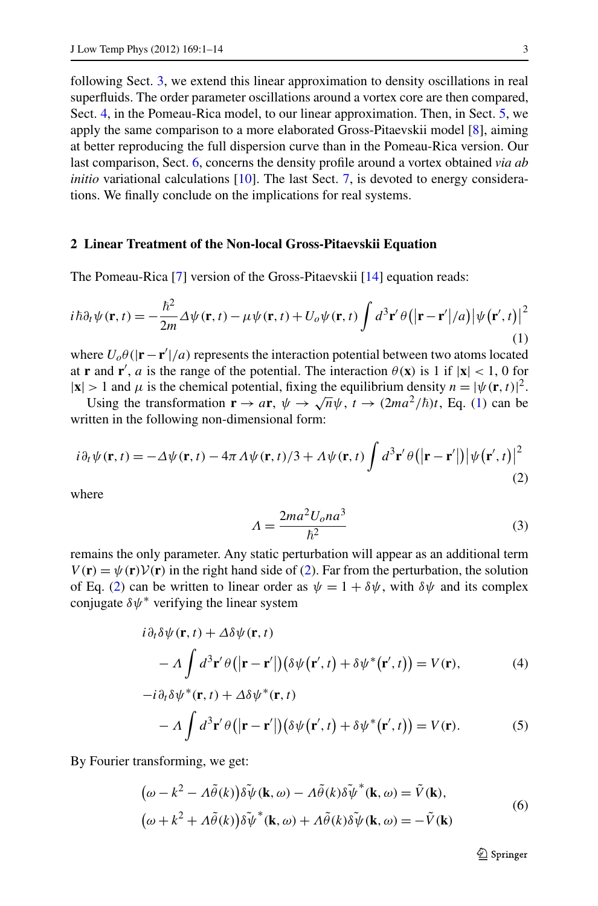following Sect. 3, we extend this linear approximation to density oscillations in real superfluids. The order parameter oscillations around a vortex core are then compared, Sect. 4, in the Pomeau-Rica model, to our linear approximation. Then, in Sect. 5, we apply the same comparison to a more elaborated Gross-Pitaevskii model [8], aiming at better reproducing the full dispersion curve than in the Pomeau-Rica version. Our last comparison, Sect. 6, concerns the density profile around a vortex obtained *via ab initio* variational calculations [10]. The last Sect. 7, is devoted to energy considerations. We finally conclude on the implications for real systems.

## 2 Linear Treatment of the Non-local Gross-Pitaevskii Equation

The Pomeau-Rica [7] version of the Gross-Pitaevskii [14] equation reads:

$$i\hbar\partial_t\psi(\mathbf{r},t) = -\frac{\hbar^2}{2m}\Delta\psi(\mathbf{r},t) - \mu\psi(\mathbf{r},t) + U_o\psi(\mathbf{r},t)\int d^3\mathbf{r}'\,\theta\big(\left|\mathbf{r}-\mathbf{r}'\right|/a\big)\left|\psi\big(\mathbf{r}',t\big)\right|^2 \tag{1}$$

where $U_o\theta(|\mathbf{r}-\mathbf{r}'|/a)$ represents the interaction potential between two atoms located at $\mathbf{r}$ and $\mathbf{r}'$, $a$ is the range of the potential. The interaction $\theta(\mathbf{x})$ is 1 if $|\mathbf{x}| < 1$, 0 for $|\mathbf{x}| > 1$ and $\mu$ is the chemical potential, fixing the equilibrium density $n = |\psi(\mathbf{r},t)|^2$.

Using the transformation $\mathbf{r} \to a\mathbf{r}$, $\psi \to \sqrt{n}\psi$, $t \to (2ma^2/\hbar)t$, Eq. (1) can be written in the following non-dimensional form:

$$i\partial_t\psi(\mathbf{r},t) = -\Delta\psi(\mathbf{r},t) - 4\pi\Lambda\psi(\mathbf{r},t)/3 + \Lambda\psi(\mathbf{r},t)\int d^3\mathbf{r}'\,\theta\big(\left|\mathbf{r}-\mathbf{r}'\right|\big)\left|\psi\big(\mathbf{r}',t\big)\right|^2 \tag{2}$$

where

$$\Lambda = \frac{2ma^2U_ona^3}{\hbar^2} \tag{3}$$

remains the only parameter. Any static perturbation will appear as an additional term $V(\mathbf{r}) = \psi(\mathbf{r})\mathcal{V}(\mathbf{r})$ in the right hand side of (2). Far from the perturbation, the solution of Eq. (2) can be written to linear order as $\psi = 1 + \delta\psi$, with $\delta\psi$ and its complex conjugate $\delta\psi^*$ verifying the linear system

$$i\partial_t\delta\psi(\mathbf{r},t) + \Delta\delta\psi(\mathbf{r},t) - \Lambda\int d^3\mathbf{r}'\,\theta\big(\left|\mathbf{r}-\mathbf{r}'\right|\big)\big(\delta\psi\big(\mathbf{r}',t\big) + \delta\psi^*\big(\mathbf{r}',t\big)\big) = V(\mathbf{r}), \tag{4}$$

$$-i\partial_t\delta\psi^*(\mathbf{r},t) + \Delta\delta\psi^*(\mathbf{r},t) - \Lambda\int d^3\mathbf{r}'\,\theta\big(\left|\mathbf{r}-\mathbf{r}'\right|\big)\big(\delta\psi\big(\mathbf{r}',t\big) + \delta\psi^*\big(\mathbf{r}',t\big)\big) = V(\mathbf{r}). \tag{5}$$

By Fourier transforming, we get:

$$\begin{aligned}
&\big(\omega - k^2 - \Lambda\tilde{\theta}(k)\big)\delta\tilde{\psi}(\mathbf{k},\omega) - \Lambda\tilde{\theta}(k)\delta\tilde{\psi}^*(\mathbf{k},\omega) = \tilde{V}(\mathbf{k}),\\
&\big(\omega + k^2 + \Lambda\tilde{\theta}(k)\big)\delta\tilde{\psi}^*(\mathbf{k},\omega) + \Lambda\tilde{\theta}(k)\delta\tilde{\psi}(\mathbf{k},\omega) = -\tilde{V}(\mathbf{k})
\end{aligned} \tag{6}$$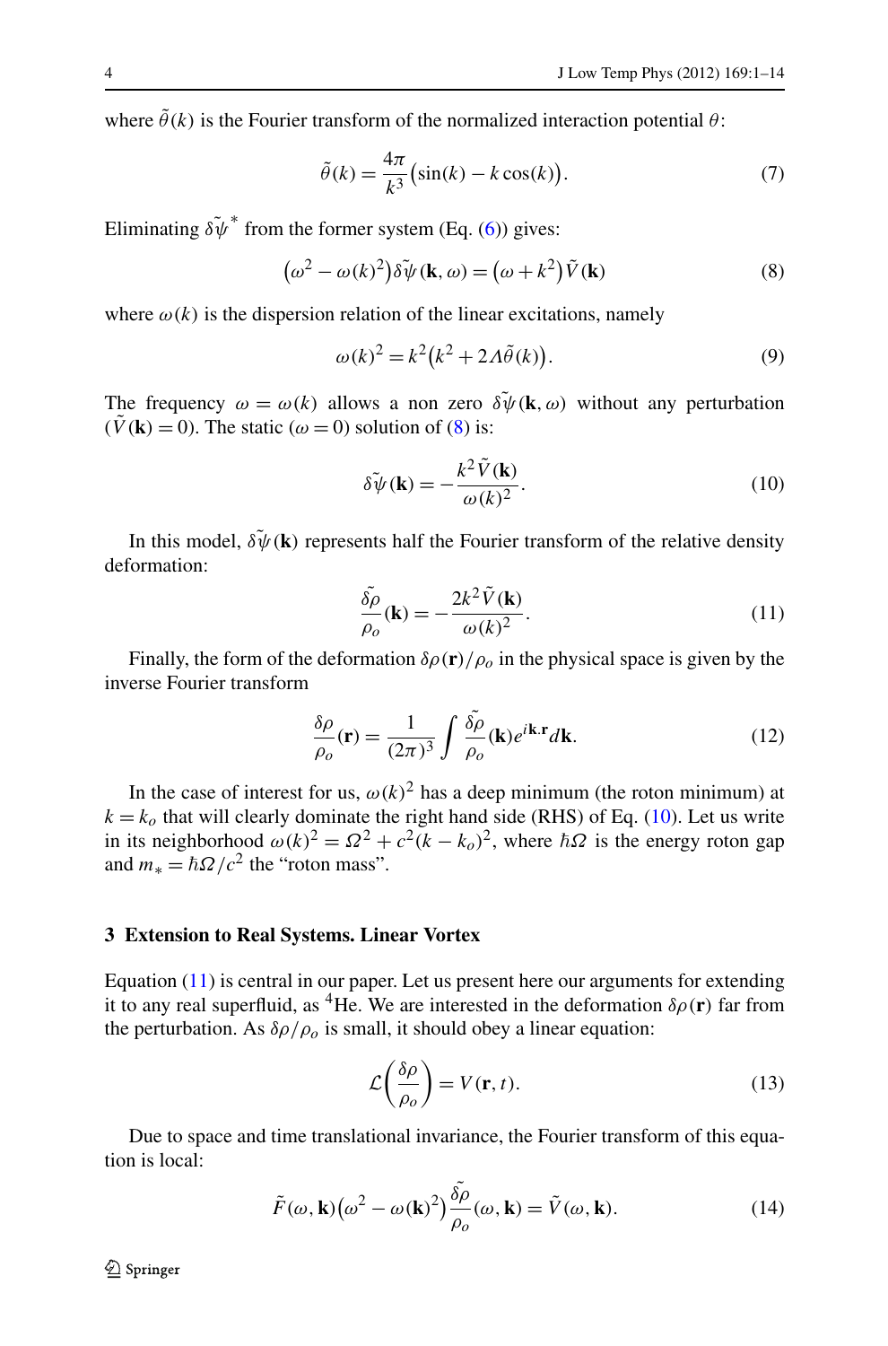where $\tilde{\theta}(k)$ is the Fourier transform of the normalized interaction potential $\theta$:

$$\tilde{\theta}(k) = \frac{4\pi}{k^3}\big(\sin(k) - k\cos(k)\big). \tag{7}$$

Eliminating $\delta\tilde{\psi}^*$ from the former system (Eq. (6)) gives:

$$\big(\omega^2 - \omega(k)^2\big)\delta\tilde{\psi}(\mathbf{k}, \omega) = \big(\omega + k^2\big)\tilde{V}(\mathbf{k}) \tag{8}$$

where $\omega(k)$ is the dispersion relation of the linear excitations, namely

$$\omega(k)^2 = k^2\big(k^2 + 2\Lambda\tilde{\theta}(k)\big). \tag{9}$$

The frequency $\omega = \omega(k)$ allows a non zero $\delta\tilde{\psi}(\mathbf{k}, \omega)$ without any perturbation ($\tilde{V}(\mathbf{k}) = 0$). The static ($\omega = 0$) solution of (8) is:

$$\delta\tilde{\psi}(\mathbf{k}) = -\frac{k^2\tilde{V}(\mathbf{k})}{\omega(k)^2}. \tag{10}$$

In this model, $\delta\tilde{\psi}(\mathbf{k})$ represents half the Fourier transform of the relative density deformation:

$$\frac{\tilde{\delta\rho}}{\rho_o}(\mathbf{k}) = -\frac{2k^2\tilde{V}(\mathbf{k})}{\omega(k)^2}. \tag{11}$$

Finally, the form of the deformation $\delta\rho(\mathbf{r})/\rho_o$ in the physical space is given by the inverse Fourier transform

$$\frac{\delta\rho}{\rho_o}(\mathbf{r}) = \frac{1}{(2\pi)^3}\int \frac{\tilde{\delta\rho}}{\rho_o}(\mathbf{k})e^{i\mathbf{k}.\mathbf{r}}d\mathbf{k}. \tag{12}$$

In the case of interest for us, $\omega(k)^2$ has a deep minimum (the roton minimum) at $k = k_o$ that will clearly dominate the right hand side (RHS) of Eq. (10). Let us write in its neighborhood $\omega(k)^2 = \Omega^2 + c^2(k - k_o)^2$, where $\hbar\Omega$ is the energy roton gap and $m_* = \hbar\Omega/c^2$ the "roton mass".

## 3 Extension to Real Systems. Linear Vortex

Equation (11) is central in our paper. Let us present here our arguments for extending it to any real superfluid, as $^4$He. We are interested in the deformation $\delta\rho(\mathbf{r})$ far from the perturbation. As $\delta\rho/\rho_o$ is small, it should obey a linear equation:

$$\mathcal{L}\left(\frac{\delta\rho}{\rho_o}\right) = V(\mathbf{r}, t). \tag{13}$$

Due to space and time translational invariance, the Fourier transform of this equation is local:

$$\tilde{F}(\omega, \mathbf{k})\big(\omega^2 - \omega(\mathbf{k})^2\big)\frac{\tilde{\delta\rho}}{\rho_o}(\omega, \mathbf{k}) = \tilde{V}(\omega, \mathbf{k}). \tag{14}$$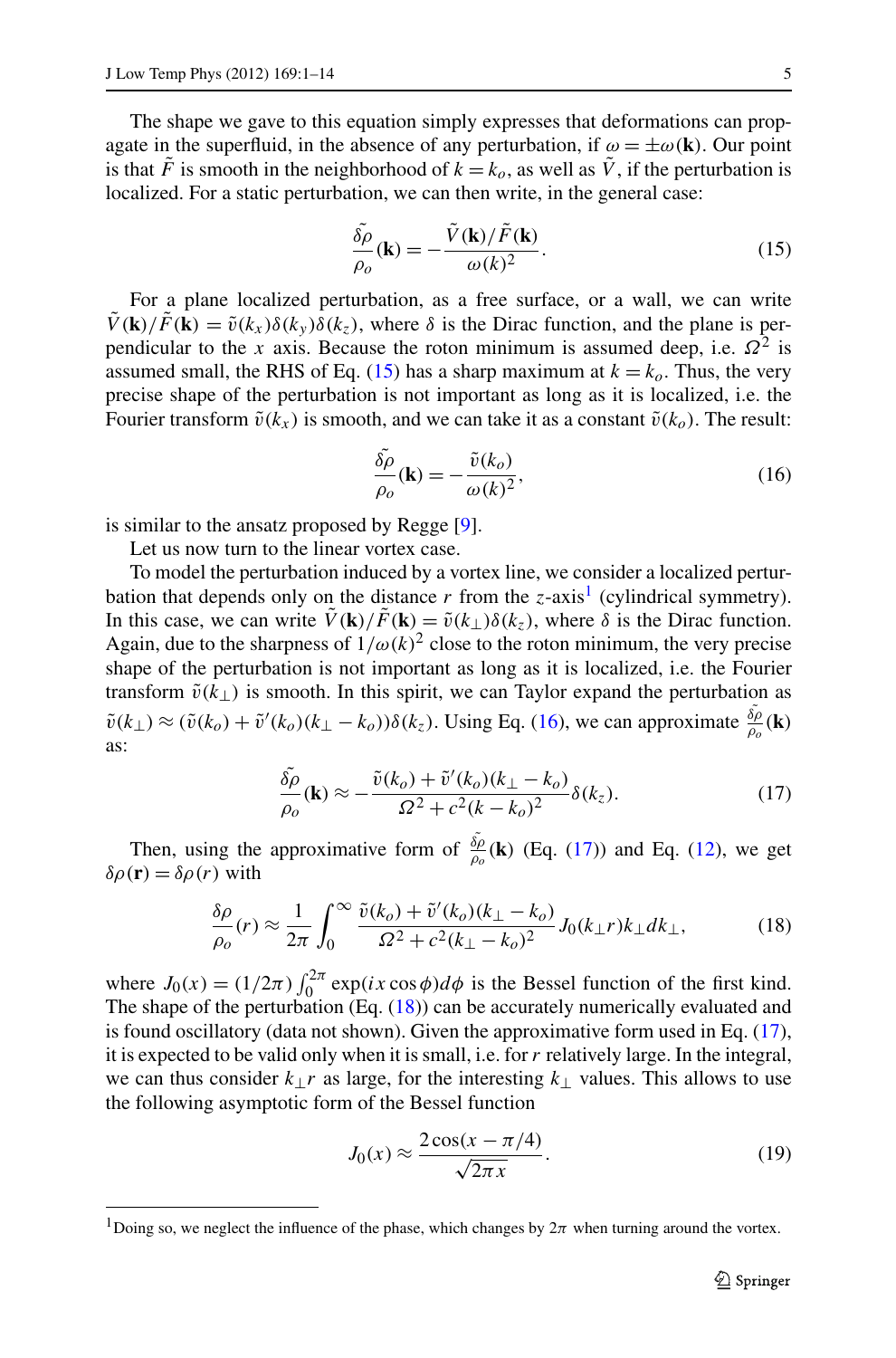The shape we gave to this equation simply expresses that deformations can propagate in the superfluid, in the absence of any perturbation, if $\omega = \pm\omega(\mathbf{k})$. Our point is that $\tilde{F}$ is smooth in the neighborhood of $k = k_o$, as well as $\tilde{V}$, if the perturbation is localized. For a static perturbation, we can then write, in the general case:

$$\frac{\tilde{\delta\rho}}{\rho_o}(\mathbf{k}) = -\frac{\tilde{V}(\mathbf{k})/\tilde{F}(\mathbf{k})}{\omega(k)^2}. \tag{15}$$

For a plane localized perturbation, as a free surface, or a wall, we can write $\tilde{V}(\mathbf{k})/\tilde{F}(\mathbf{k}) = \tilde{v}(k_x)\delta(k_y)\delta(k_z)$, where $\delta$ is the Dirac function, and the plane is perpendicular to the $x$ axis. Because the roton minimum is assumed deep, i.e. $\Omega^2$ is assumed small, the RHS of Eq. (15) has a sharp maximum at $k = k_o$. Thus, the very precise shape of the perturbation is not important as long as it is localized, i.e. the Fourier transform $\tilde{v}(k_x)$ is smooth, and we can take it as a constant $\tilde{v}(k_o)$. The result:

$$\frac{\tilde{\delta\rho}}{\rho_o}(\mathbf{k}) = -\frac{\tilde{v}(k_o)}{\omega(k)^2}, \tag{16}$$

is similar to the ansatz proposed by Regge [9].

Let us now turn to the linear vortex case.

To model the perturbation induced by a vortex line, we consider a localized perturbation that depends only on the distance $r$ from the $z$-axis[1] (cylindrical symmetry). In this case, we can write $\tilde{V}(\mathbf{k})/\tilde{F}(\mathbf{k}) = \tilde{v}(k_\perp)\delta(k_z)$, where $\delta$ is the Dirac function. Again, due to the sharpness of $1/\omega(k)^2$ close to the roton minimum, the very precise shape of the perturbation is not important as long as it is localized, i.e. the Fourier transform $\tilde{v}(k_\perp)$ is smooth. In this spirit, we can Taylor expand the perturbation as $\tilde{v}(k_\perp) \approx (\tilde{v}(k_o) + \tilde{v}'(k_o)(k_\perp - k_o))\delta(k_z)$. Using Eq. (16), we can approximate $\frac{\tilde{\delta\rho}}{\rho_o}(\mathbf{k})$ as:

$$\frac{\tilde{\delta\rho}}{\rho_o}(\mathbf{k}) \approx -\frac{\tilde{v}(k_o) + \tilde{v}'(k_o)(k_\perp - k_o)}{\Omega^2 + c^2(k - k_o)^2}\delta(k_z). \tag{17}$$

Then, using the approximate form of $\frac{\tilde{\delta\rho}}{\rho_o}(\mathbf{k})$ (Eq. (17)) and Eq. (12), we get $\delta\rho(\mathbf{r}) = \delta\rho(r)$ with

$$\frac{\delta\rho}{\rho_o}(r) \approx \frac{1}{2\pi}\int_0^\infty \frac{\tilde{v}(k_o) + \tilde{v}'(k_o)(k_\perp - k_o)}{\Omega^2 + c^2(k_\perp - k_o)^2} J_0(k_\perp r)k_\perp dk_\perp, \tag{18}$$

where $J_0(x) = (1/2\pi)\int_0^{2\pi} \exp(ix\cos\phi)d\phi$ is the Bessel function of the first kind. The shape of the perturbation (Eq. (18)) can be accurately numerically evaluated and is found oscillatory (data not shown). Given the approximate form used in Eq. (17), it is expected to be valid only when it is small, i.e. for $r$ relatively large. In the integral, we can thus consider $k_\perp r$ as large, for the interesting $k_\perp$ values. This allows to use the following asymptotic form of the Bessel function

$$J_0(x) \approx \frac{2\cos(x - \pi/4)}{\sqrt{2\pi x}}. \tag{19}$$

[1] Doing so, we neglect the influence of the phase, which changes by $2\pi$ when turning around the vortex.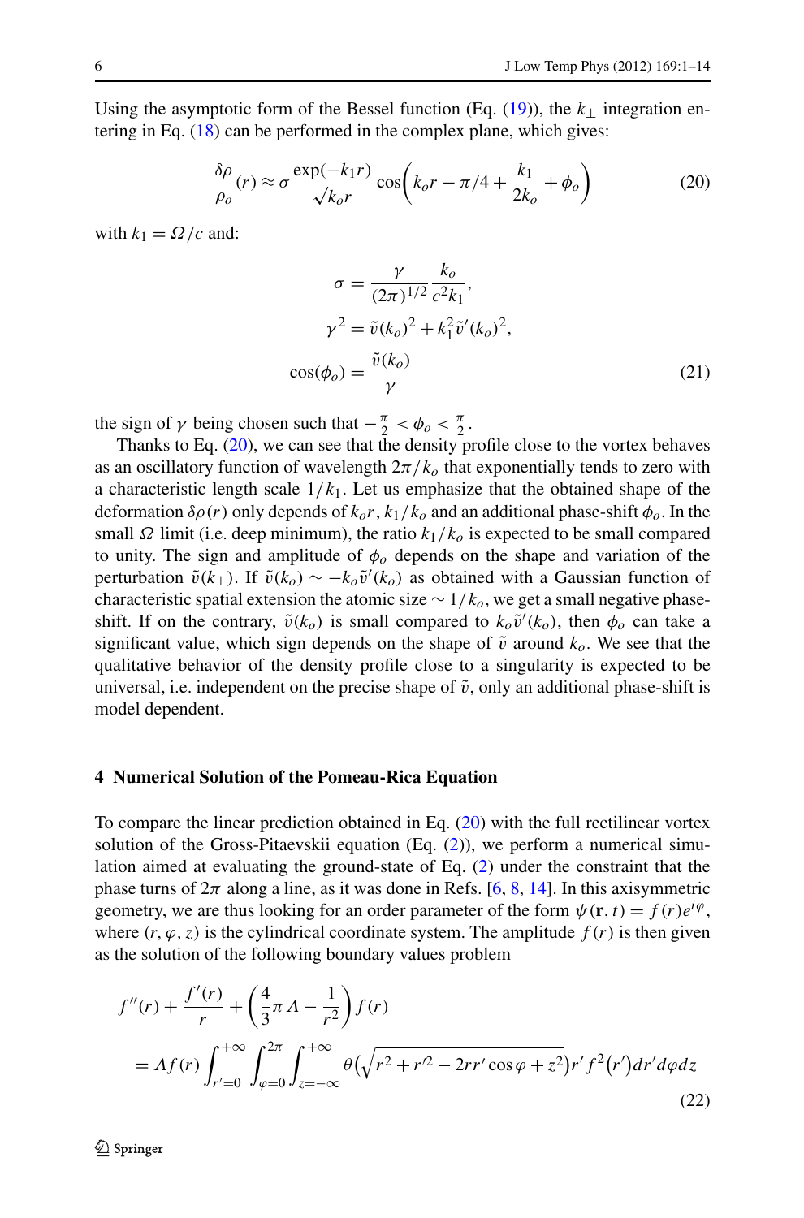Using the asymptotic form of the Bessel function (Eq. (19)), the $k_\perp$ integration entering in Eq. (18) can be performed in the complex plane, which gives:

$$\frac{\delta\rho}{\rho_o}(r) \approx \sigma \frac{\exp(-k_1 r)}{\sqrt{k_o r}} \cos\left(k_o r - \pi/4 + \frac{k_1}{2k_o} + \phi_o\right) \tag{20}$$

with $k_1 = \Omega/c$ and:

$$\begin{aligned}
\sigma &= \frac{\gamma}{(2\pi)^{1/2}} \frac{k_o}{c^2 k_1}, \\
\gamma^2 &= \tilde{v}(k_o)^2 + k_1^2 \tilde{v}'(k_o)^2, \\
\cos(\phi_o) &= \frac{\tilde{v}(k_o)}{\gamma}
\end{aligned} \tag{21}$$

the sign of $\gamma$ being chosen such that $-\frac{\pi}{2} < \phi_o < \frac{\pi}{2}$.

Thanks to Eq. (20), we can see that the density profile close to the vortex behaves as an oscillatory function of wavelength $2\pi/k_o$ that exponentially tends to zero with a characteristic length scale $1/k_1$. Let us emphasize that the obtained shape of the deformation $\delta\rho(r)$ only depends of $k_o r$, $k_1/k_o$ and an additional phase-shift $\phi_o$. In the small $\Omega$ limit (i.e. deep minimum), the ratio $k_1/k_o$ is expected to be small compared to unity. The sign and amplitude of $\phi_o$ depends on the shape and variation of the perturbation $\tilde{v}(k_\perp)$. If $\tilde{v}(k_o) \sim -k_o \tilde{v}'(k_o)$ as obtained with a Gaussian function of characteristic spatial extension the atomic size $\sim 1/k_o$, we get a small negative phase-shift. If on the contrary, $\tilde{v}(k_o)$ is small compared to $k_o \tilde{v}'(k_o)$, then $\phi_o$ can take a significant value, which sign depends on the shape of $\tilde{v}$ around $k_o$. We see that the qualitative behavior of the density profile close to a singularity is expected to be universal, i.e. independent on the precise shape of $\tilde{v}$, only an additional phase-shift is model dependent.

## 4 Numerical Solution of the Pomeau-Rica Equation

To compare the linear prediction obtained in Eq. (20) with the full rectilinear vortex solution of the Gross-Pitaevskii equation (Eq. (2)), we perform a numerical simulation aimed at evaluating the ground-state of Eq. (2) under the constraint that the phase turns of $2\pi$ along a line, as it was done in Refs. [6, 8, 14]. In this axisymmetric geometry, we are thus looking for an order parameter of the form $\psi(\mathbf{r}, t) = f(r)e^{i\varphi}$, where $(r, \varphi, z)$ is the cylindrical coordinate system. The amplitude $f(r)$ is then given as the solution of the following boundary values problem

$$\begin{aligned}
&f''(r) + \frac{f'(r)}{r} + \left(\frac{4}{3}\pi\Lambda - \frac{1}{r^2}\right) f(r) \\
&\quad = \Lambda f(r) \int_{r'=0}^{+\infty} \int_{\varphi=0}^{2\pi} \int_{z=-\infty}^{+\infty} \theta\left(\sqrt{r^2 + r'^2 - 2rr'\cos\varphi + z^2}\right) r' f^2(r') dr' d\varphi dz
\end{aligned} \tag{22}$$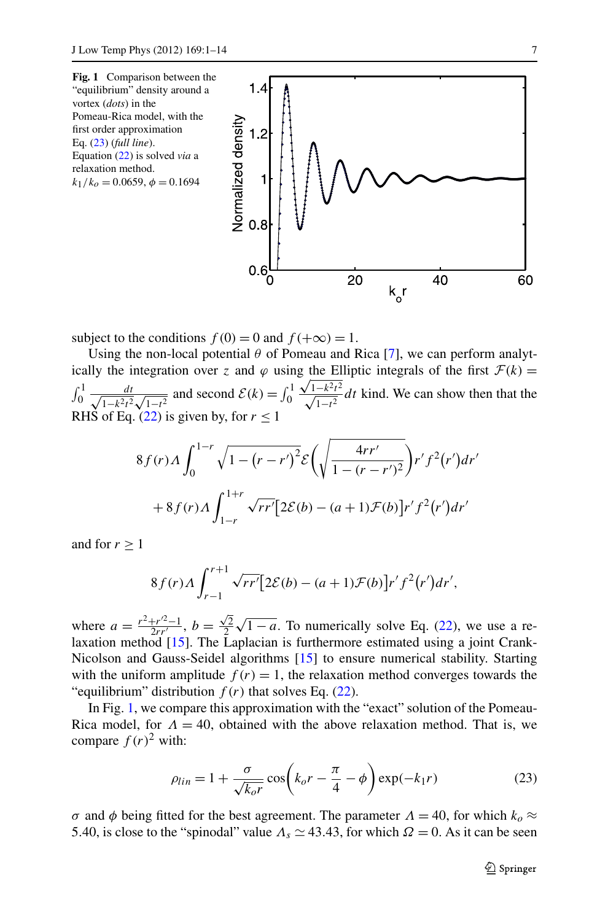**Fig. 1** Comparison between the "equilibrium" density around a vortex (*dots*) in the Pomeau-Rica model, with the first order approximation Eq. (23) (*full line*). Equation (22) is solved *via* a relaxation method. $k_1/k_o = 0.0659$, $\phi = 0.1694$

subject to the conditions $f(0) = 0$ and $f(+\infty) = 1$.

Using the non-local potential $\theta$ of Pomeau and Rica [7], we can perform analytically the integration over $z$ and $\varphi$ using the Elliptic integrals of the first $\mathcal{F}(k) = \int_0^1 \frac{dt}{\sqrt{1-k^2t^2}\sqrt{1-t^2}}$ and second $\mathcal{E}(k) = \int_0^1 \frac{\sqrt{1-k^2t^2}}{\sqrt{1-t^2}} dt$ kind. We can show then that the RHS of Eq. (22) is given by, for $r \leq 1$

$$8f(r)\Lambda \int_0^{1-r} \sqrt{1-(r-r')^2}\,\mathcal{E}\left(\sqrt{\frac{4rr'}{1-(r-r')^2}}\right) r' f^2(r')dr'$$

$$+ 8f(r)\Lambda \int_{1-r}^{1+r} \sqrt{rr'}\big[2\mathcal{E}(b) - (a+1)\mathcal{F}(b)\big] r' f^2(r')dr'$$

and for $r \geq 1$

$$8f(r)\Lambda \int_{r-1}^{r+1} \sqrt{rr'}\big[2\mathcal{E}(b) - (a+1)\mathcal{F}(b)\big] r' f^2(r')dr',$$

where $a = \frac{r^2+r'^2-1}{2rr'}$, $b = \frac{\sqrt{2}}{2}\sqrt{1-a}$. To numerically solve Eq. (22), we use a relaxation method [15]. The Laplacian is furthermore estimated using a joint Crank-Nicolson and Gauss-Seidel algorithms [15] to ensure numerical stability. Starting with the uniform amplitude $f(r) = 1$, the relaxation method converges towards the "equilibrium" distribution $f(r)$ that solves Eq. (22).

In Fig. 1, we compare this approximation with the "exact" solution of the Pomeau-Rica model, for $\Lambda = 40$, obtained with the above relaxation method. That is, we compare $f(r)^2$ with:

$$\rho_{lin} = 1 + \frac{\sigma}{\sqrt{k_o r}} \cos\left(k_o r - \frac{\pi}{4} - \phi\right) \exp(-k_1 r) \tag{23}$$

$\sigma$ and $\phi$ being fitted for the best agreement. The parameter $\Lambda = 40$, for which $k_o \approx 5.40$, is close to the "spinodal" value $\Lambda_s \simeq 43.43$, for which $\Omega = 0$. As it can be seen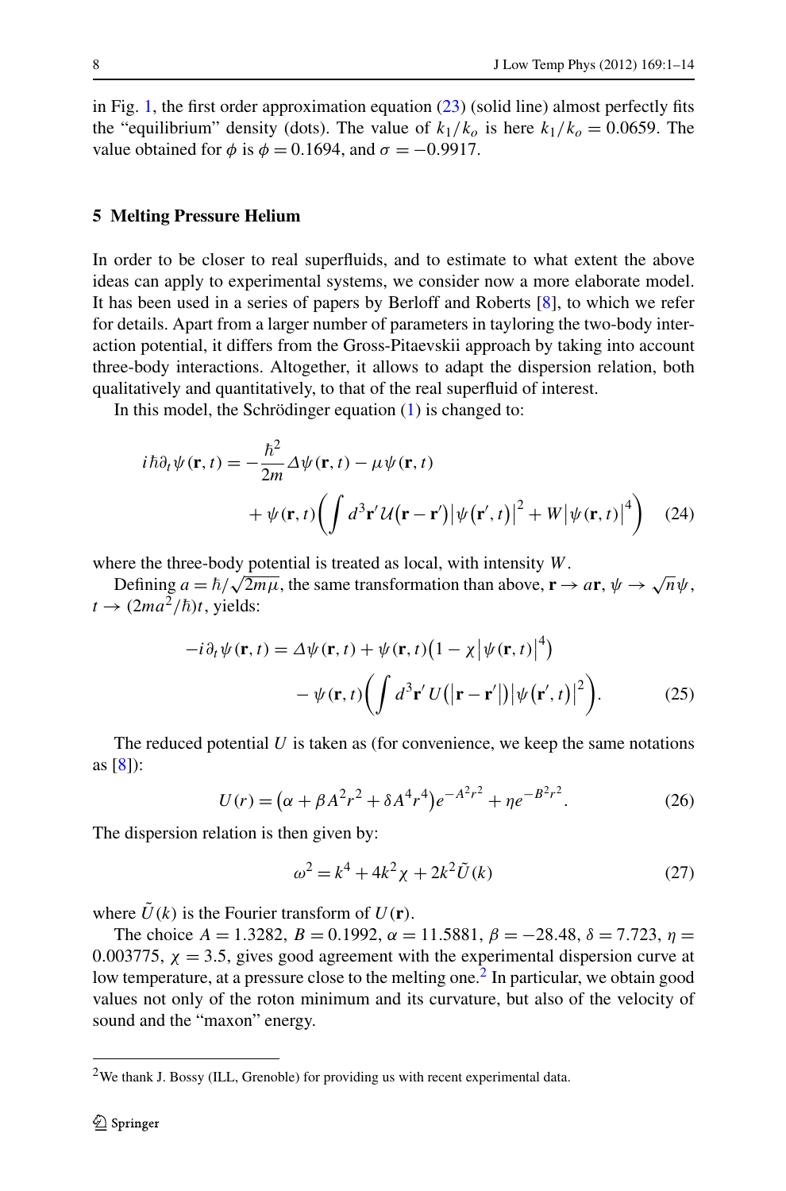in Fig. 1, the first order approximation equation (23) (solid line) almost perfectly fits the "equilibrium" density (dots). The value of $k_1/k_o$ is here $k_1/k_o = 0.0659$. The value obtained for $\phi$ is $\phi = 0.1694$, and $\sigma = -0.9917$.

## 5 Melting Pressure Helium

In order to be closer to real superfluids, and to estimate to what extent the above ideas can apply to experimental systems, we consider now a more elaborate model. It has been used in a series of papers by Berloff and Roberts [8], to which we refer for details. Apart from a larger number of parameters in tayloring the two-body interaction potential, it differs from the Gross-Pitaevskii approach by taking into account three-body interactions. Altogether, it allows to adapt the dispersion relation, both qualitatively and quantitatively, to that of the real superfluid of interest.

In this model, the Schrödinger equation (1) is changed to:

$$i\hbar\partial_t\psi(\mathbf{r},t) = -\frac{\hbar^2}{2m}\Delta\psi(\mathbf{r},t) - \mu\psi(\mathbf{r},t) + \psi(\mathbf{r},t)\left(\int d^3\mathbf{r}'\,\mathcal{U}(\mathbf{r}-\mathbf{r}')\left|\psi(\mathbf{r}',t)\right|^2 + W\left|\psi(\mathbf{r},t)\right|^4\right) \tag{24}$$

where the three-body potential is treated as local, with intensity $W$.

Defining $a = \hbar/\sqrt{2m\mu}$, the same transformation than above, $\mathbf{r} \to a\mathbf{r}$, $\psi \to \sqrt{n}\psi$, $t \to (2ma^2/\hbar)t$, yields:

$$-i\partial_t\psi(\mathbf{r},t) = \Delta\psi(\mathbf{r},t) + \psi(\mathbf{r},t)\left(1 - \chi\left|\psi(\mathbf{r},t)\right|^4\right) - \psi(\mathbf{r},t)\left(\int d^3\mathbf{r}'\,U\left(\left|\mathbf{r}-\mathbf{r}'\right|\right)\left|\psi(\mathbf{r}',t)\right|^2\right). \tag{25}$$

The reduced potential $U$ is taken as (for convenience, we keep the same notations as [8]):

$$U(r) = \left(\alpha + \beta A^2r^2 + \delta A^4r^4\right)e^{-A^2r^2} + \eta e^{-B^2r^2}. \tag{26}$$

The dispersion relation is then given by:

$$\omega^2 = k^4 + 4k^2\chi + 2k^2\tilde{U}(k) \tag{27}$$

where $\tilde{U}(k)$ is the Fourier transform of $U(\mathbf{r})$.

The choice $A = 1.3282$, $B = 0.1992$, $\alpha = 11.5881$, $\beta = -28.48$, $\delta = 7.723$, $\eta = 0.003775$, $\chi = 3.5$, gives good agreement with the experimental dispersion curve at low temperature, at a pressure close to the melting one.[2] In particular, we obtain good values not only of the roton minimum and its curvature, but also of the velocity of sound and the "maxon" energy.

[2] We thank J. Bossy (ILL, Grenoble) for providing us with recent experimental data.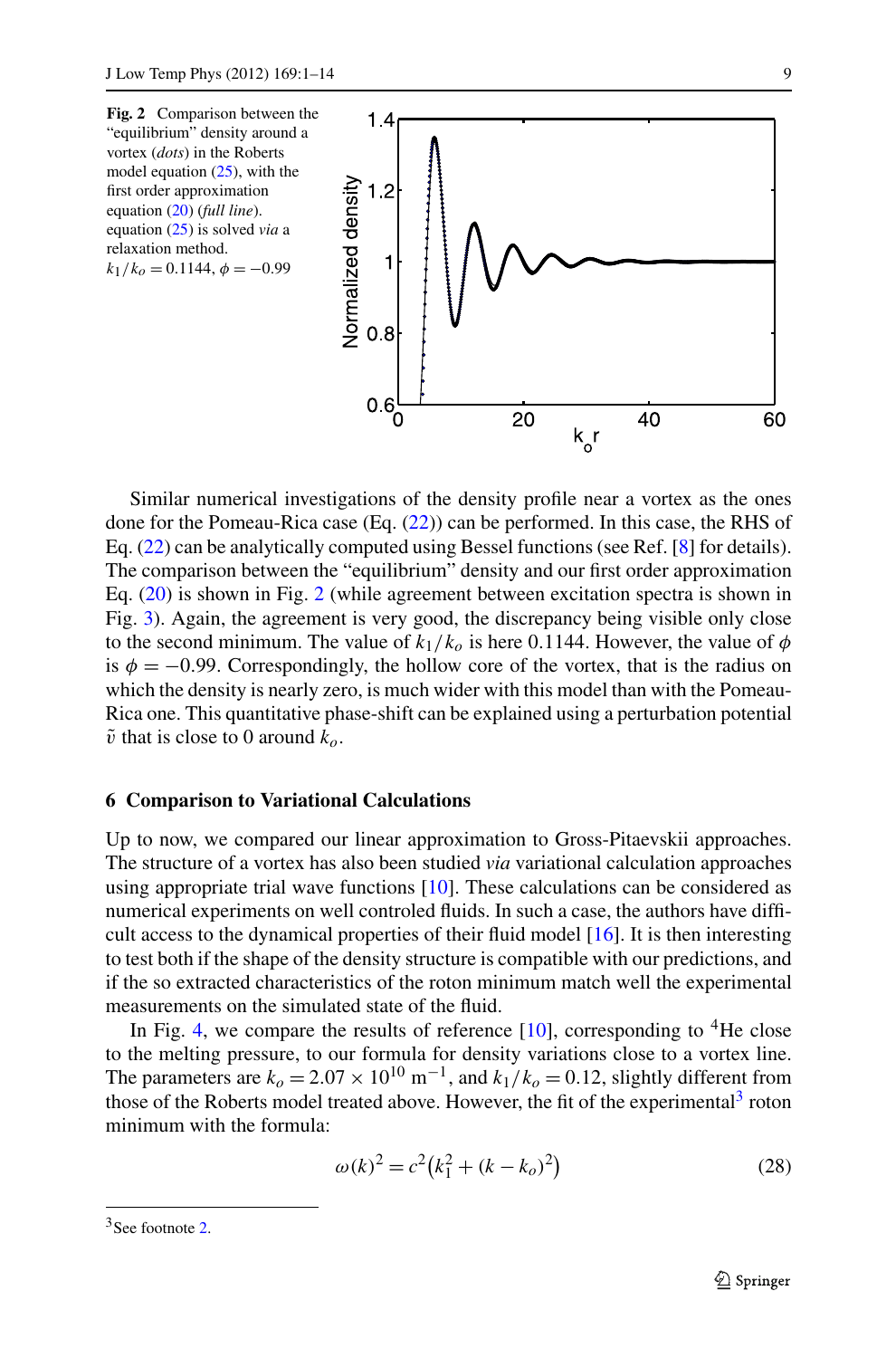**Fig. 2** Comparison between the "equilibrium" density around a vortex (*dots*) in the Roberts model equation (25), with the first order approximation equation (20) (*full line*). equation (25) is solved *via* a relaxation method. $k_1/k_o = 0.1144$, $\phi = -0.99$

Similar numerical investigations of the density profile near a vortex as the ones done for the Pomeau-Rica case (Eq. (22)) can be performed. In this case, the RHS of Eq. (22) can be analytically computed using Bessel functions (see Ref. [8] for details). The comparison between the "equilibrium" density and our first order approximation Eq. (20) is shown in Fig. 2 (while agreement between excitation spectra is shown in Fig. 3). Again, the agreement is very good, the discrepancy being visible only close to the second minimum. The value of $k_1/k_o$ is here 0.1144. However, the value of $\phi$ is $\phi = -0.99$. Correspondingly, the hollow core of the vortex, that is the radius on which the density is nearly zero, is much wider with this model than with the Pomeau-Rica one. This quantitative phase-shift can be explained using a perturbation potential $\tilde{v}$ that is close to 0 around $k_o$.

## 6 Comparison to Variational Calculations

Up to now, we compared our linear approximation to Gross-Pitaevskii approaches. The structure of a vortex has also been studied *via* variational calculation approaches using appropriate trial wave functions [10]. These calculations can be considered as numerical experiments on well controled fluids. In such a case, the authors have difficult access to the dynamical properties of their fluid model [16]. It is then interesting to test both if the shape of the density structure is compatible with our predictions, and if the so extracted characteristics of the roton minimum match well the experimental measurements on the simulated state of the fluid.

In Fig. 4, we compare the results of reference [10], corresponding to $^4$He close to the melting pressure, to our formula for density variations close to a vortex line. The parameters are $k_o = 2.07 \times 10^{10}\ \text{m}^{-1}$, and $k_1/k_o = 0.12$, slightly different from those of the Roberts model treated above. However, the fit of the experimental[3] roton minimum with the formula:

$$\omega(k)^2 = c^2\left(k_1^2 + (k - k_o)^2\right) \tag{28}$$

[3] See footnote 2.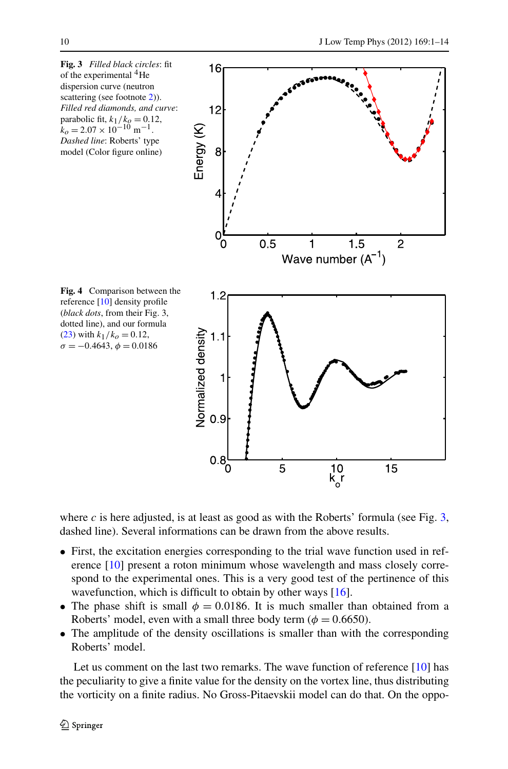**Fig. 3** *Filled black circles*: fit of the experimental $^4$He dispersion curve (neutron scattering (see footnote 2)). *Filled red diamonds, and curve*: parabolic fit, $k_1/k_o = 0.12$, $k_o = 2.07 \times 10^{-10}$ m$^{-1}$. *Dashed line*: Roberts' type model (Color figure online)

**Fig. 4** Comparison between the reference [10] density profile (*black dots*, from their Fig. 3, dotted line), and our formula (23) with $k_1/k_o = 0.12$, $\sigma = -0.4643$, $\phi = 0.0186$

where $c$ is here adjusted, is at least as good as with the Roberts' formula (see Fig. 3, dashed line). Several informations can be drawn from the above results.

- First, the excitation energies corresponding to the trial wave function used in reference [10] present a roton minimum whose wavelength and mass closely correspond to the experimental ones. This is a very good test of the pertinence of this wavefunction, which is difficult to obtain by other ways [16].
- The phase shift is small $\phi = 0.0186$. It is much smaller than obtained from a Roberts' model, even with a small three body term ($\phi = 0.6650$).
- The amplitude of the density oscillations is smaller than with the corresponding Roberts' model.

Let us comment on the last two remarks. The wave function of reference [10] has the peculiarity to give a finite value for the density on the vortex line, thus distributing the vorticity on a finite radius. No Gross-Pitaevskii model can do that. On the oppo-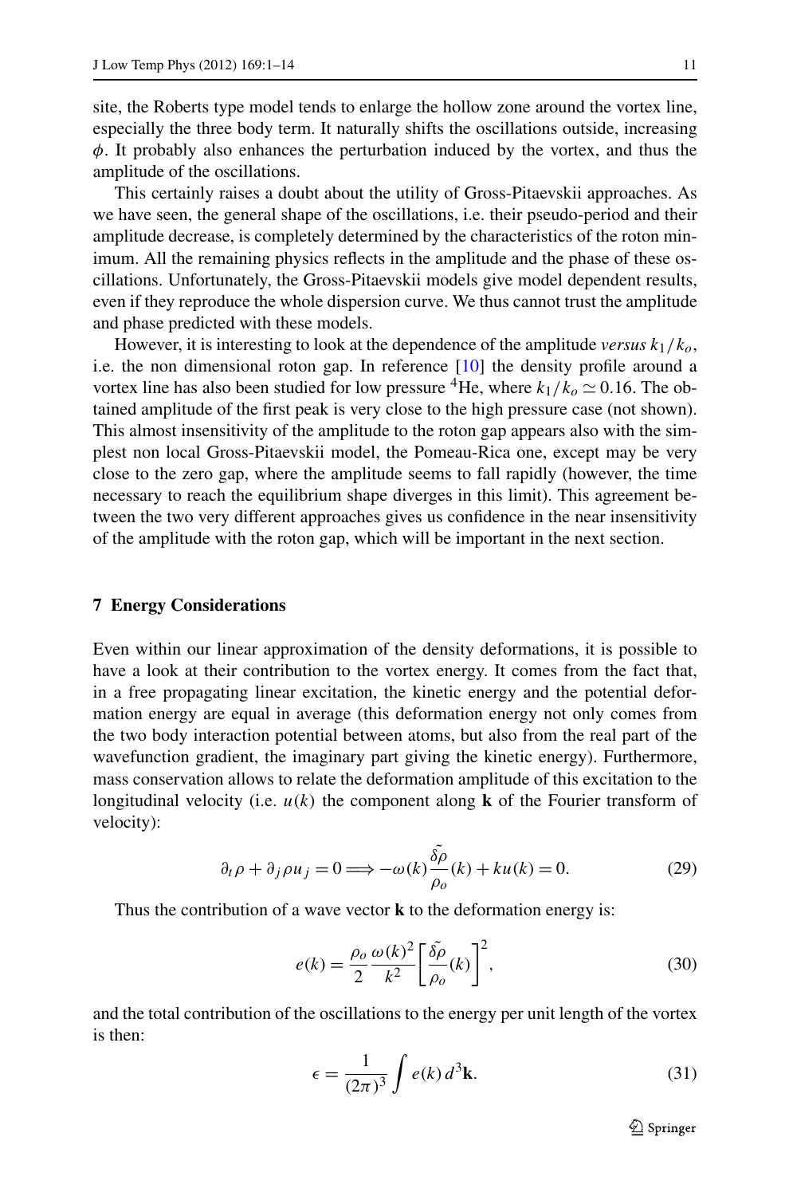site, the Roberts type model tends to enlarge the hollow zone around the vortex line, especially the three body term. It naturally shifts the oscillations outside, increasing $\phi$. It probably also enhances the perturbation induced by the vortex, and thus the amplitude of the oscillations.

This certainly raises a doubt about the utility of Gross-Pitaevskii approaches. As we have seen, the general shape of the oscillations, i.e. their pseudo-period and their amplitude decrease, is completely determined by the characteristics of the roton minimum. All the remaining physics reflects in the amplitude and the phase of these oscillations. Unfortunately, the Gross-Pitaevskii models give model dependent results, even if they reproduce the whole dispersion curve. We thus cannot trust the amplitude and phase predicted with these models.

However, it is interesting to look at the dependence of the amplitude *versus* $k_1/k_o$, i.e. the non dimensional roton gap. In reference [10] the density profile around a vortex line has also been studied for low pressure $^4$He, where $k_1/k_o \simeq 0.16$. The obtained amplitude of the first peak is very close to the high pressure case (not shown). This almost insensitivity of the amplitude to the roton gap appears also with the simplest non local Gross-Pitaevskii model, the Pomeau-Rica one, except may be very close to the zero gap, where the amplitude seems to fall rapidly (however, the time necessary to reach the equilibrium shape diverges in this limit). This agreement between the two very different approaches gives us confidence in the near insensitivity of the amplitude with the roton gap, which will be important in the next section.

## 7 Energy Considerations

Even within our linear approximation of the density deformations, it is possible to have a look at their contribution to the vortex energy. It comes from the fact that, in a free propagating linear excitation, the kinetic energy and the potential deformation energy are equal in average (this deformation energy not only comes from the two body interaction potential between atoms, but also from the real part of the wavefunction gradient, the imaginary part giving the kinetic energy). Furthermore, mass conservation allows to relate the deformation amplitude of this excitation to the longitudinal velocity (i.e. $u(k)$ the component along $\mathbf{k}$ of the Fourier transform of velocity):

$$\partial_t \rho + \partial_j \rho u_j = 0 \Longrightarrow -\omega(k)\frac{\tilde{\delta\rho}}{\rho_o}(k) + k u(k) = 0. \tag{29}$$

Thus the contribution of a wave vector $\mathbf{k}$ to the deformation energy is:

$$e(k) = \frac{\rho_o}{2}\frac{\omega(k)^2}{k^2}\left[\frac{\tilde{\delta\rho}}{\rho_o}(k)\right]^2, \tag{30}$$

and the total contribution of the oscillations to the energy per unit length of the vortex is then:

$$\epsilon = \frac{1}{(2\pi)^3}\int e(k)\, d^3\mathbf{k}. \tag{31}$$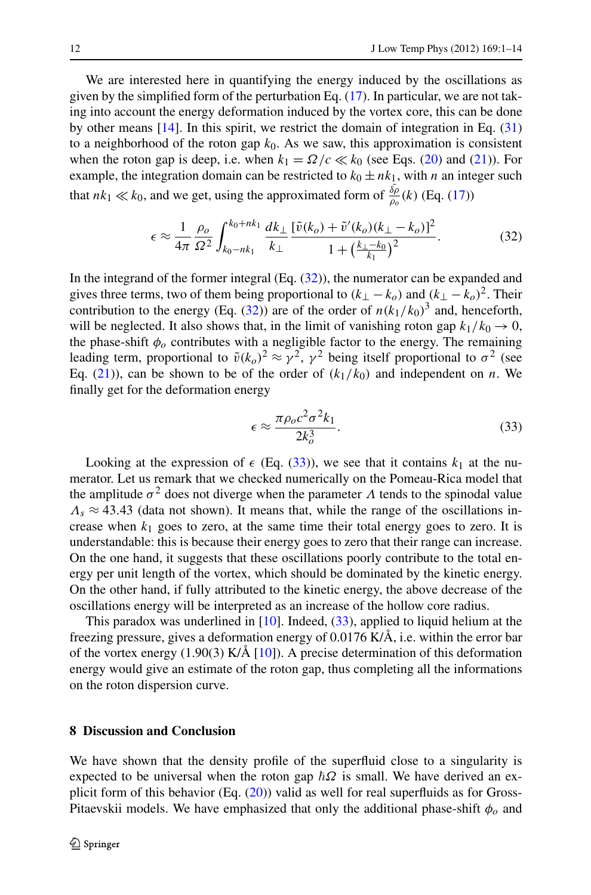We are interested here in quantifying the energy induced by the oscillations as given by the simplified form of the perturbation Eq. (17). In particular, we are not taking into account the energy deformation induced by the vortex core, this can be done by other means [14]. In this spirit, we restrict the domain of integration in Eq. (31) to a neighborhood of the roton gap $k_0$. As we saw, this approximation is consistent when the roton gap is deep, i.e. when $k_1 = \Omega/c \ll k_0$ (see Eqs. (20) and (21)). For example, the integration domain can be restricted to $k_0 \pm nk_1$, with $n$ an integer such that $nk_1 \ll k_0$, and we get, using the approximated form of $\frac{\tilde{\delta\rho}}{\rho_o}(k)$ (Eq. (17))

$$\epsilon \approx \frac{1}{4\pi} \frac{\rho_o}{\Omega^2} \int_{k_0 - nk_1}^{k_0 + nk_1} \frac{dk_\perp}{k_\perp} \frac{[\tilde{v}(k_o) + \tilde{v}'(k_o)(k_\perp - k_o)]^2}{1 + \left(\frac{k_\perp - k_0}{k_1}\right)^2}. \tag{32}$$

In the integrand of the former integral (Eq. (32)), the numerator can be expanded and gives three terms, two of them being proportional to $(k_\perp - k_o)$ and $(k_\perp - k_o)^2$. Their contribution to the energy (Eq. (32)) are of the order of $n(k_1/k_0)^3$ and, henceforth, will be neglected. It also shows that, in the limit of vanishing roton gap $k_1/k_0 \to 0$, the phase-shift $\phi_o$ contributes with a negligible factor to the energy. The remaining leading term, proportional to $\tilde{v}(k_o)^2 \approx \gamma^2$, $\gamma^2$ being itself proportional to $\sigma^2$ (see Eq. (21)), can be shown to be of the order of $(k_1/k_0)$ and independent on $n$. We finally get for the deformation energy

$$\epsilon \approx \frac{\pi \rho_o c^2 \sigma^2 k_1}{2k_o^3}. \tag{33}$$

Looking at the expression of $\epsilon$ (Eq. (33)), we see that it contains $k_1$ at the numerator. Let us remark that we checked numerically on the Pomeau-Rica model that the amplitude $\sigma^2$ does not diverge when the parameter $\Lambda$ tends to the spinodal value $\Lambda_s \approx 43.43$ (data not shown). It means that, while the range of the oscillations increase when $k_1$ goes to zero, at the same time their total energy goes to zero. It is understandable: this is because their energy goes to zero that their range can increase. On the one hand, it suggests that these oscillations poorly contribute to the total energy per unit length of the vortex, which should be dominated by the kinetic energy. On the other hand, if fully attributed to the kinetic energy, the above decrease of the oscillations energy will be interpreted as an increase of the hollow core radius.

This paradox was underlined in [10]. Indeed, (33), applied to liquid helium at the freezing pressure, gives a deformation energy of 0.0176 K/Å, i.e. within the error bar of the vortex energy (1.90(3) K/Å [10]). A precise determination of this deformation energy would give an estimate of the roton gap, thus completing all the informations on the roton dispersion curve.

## 8 Discussion and Conclusion

We have shown that the density profile of the superfluid close to a singularity is expected to be universal when the roton gap $\hbar\Omega$ is small. We have derived an explicit form of this behavior (Eq. (20)) valid as well for real superfluids as for Gross-Pitaevskii models. We have emphasized that only the additional phase-shift $\phi_o$ and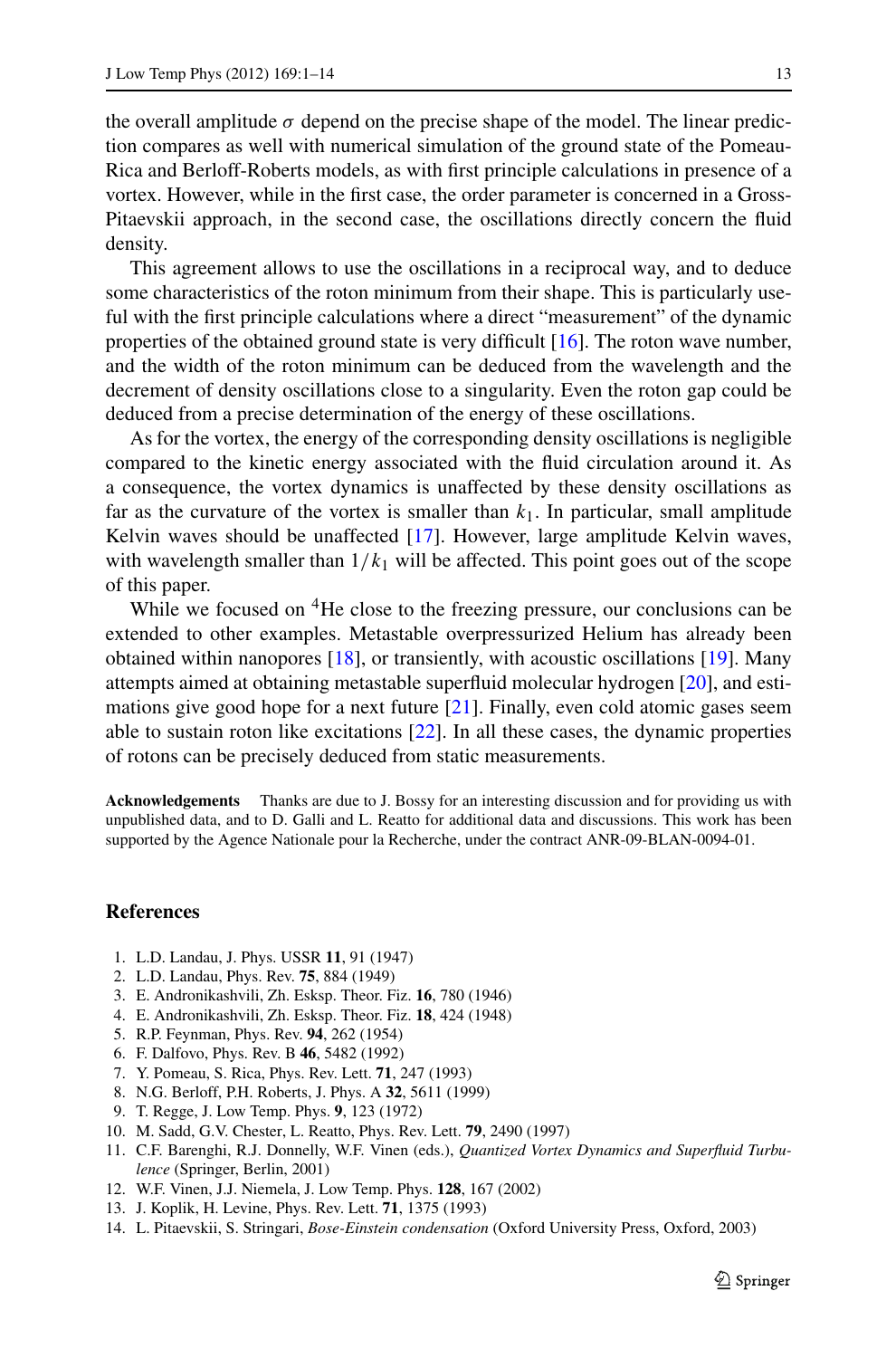the overall amplitude $\sigma$ depend on the precise shape of the model. The linear prediction compares as well with numerical simulation of the ground state of the Pomeau-Rica and Berloff-Roberts models, as with first principle calculations in presence of a vortex. However, while in the first case, the order parameter is concerned in a Gross-Pitaevskii approach, in the second case, the oscillations directly concern the fluid density.

This agreement allows to use the oscillations in a reciprocal way, and to deduce some characteristics of the roton minimum from their shape. This is particularly useful with the first principle calculations where a direct "measurement" of the dynamic properties of the obtained ground state is very difficult [16]. The roton wave number, and the width of the roton minimum can be deduced from the wavelength and the decrement of density oscillations close to a singularity. Even the roton gap could be deduced from a precise determination of the energy of these oscillations.

As for the vortex, the energy of the corresponding density oscillations is negligible compared to the kinetic energy associated with the fluid circulation around it. As a consequence, the vortex dynamics is unaffected by these density oscillations as far as the curvature of the vortex is smaller than $k_1$. In particular, small amplitude Kelvin waves should be unaffected [17]. However, large amplitude Kelvin waves, with wavelength smaller than $1/k_1$ will be affected. This point goes out of the scope of this paper.

While we focused on $^4$He close to the freezing pressure, our conclusions can be extended to other examples. Metastable overpressurized Helium has already been obtained within nanopores [18], or transiently, with acoustic oscillations [19]. Many attempts aimed at obtaining metastable superfluid molecular hydrogen [20], and estimations give good hope for a next future [21]. Finally, even cold atomic gases seem able to sustain roton like excitations [22]. In all these cases, the dynamic properties of rotons can be precisely deduced from static measurements.

**Acknowledgements** Thanks are due to J. Bossy for an interesting discussion and for providing us with unpublished data, and to D. Galli and L. Reatto for additional data and discussions. This work has been supported by the Agence Nationale pour la Recherche, under the contract ANR-09-BLAN-0094-01.

## References

1. L.D. Landau, J. Phys. USSR **11**, 91 (1947)
2. L.D. Landau, Phys. Rev. **75**, 884 (1949)
3. E. Andronikashvili, Zh. Esksp. Theor. Fiz. **16**, 780 (1946)
4. E. Andronikashvili, Zh. Esksp. Theor. Fiz. **18**, 424 (1948)
5. R.P. Feynman, Phys. Rev. **94**, 262 (1954)
6. F. Dalfovo, Phys. Rev. B **46**, 5482 (1992)
7. Y. Pomeau, S. Rica, Phys. Rev. Lett. **71**, 247 (1993)
8. N.G. Berloff, P.H. Roberts, J. Phys. A **32**, 5611 (1999)
9. T. Regge, J. Low Temp. Phys. **9**, 123 (1972)
10. M. Sadd, G.V. Chester, L. Reatto, Phys. Rev. Lett. **79**, 2490 (1997)
11. C.F. Barenghi, R.J. Donnelly, W.F. Vinen (eds.), *Quantized Vortex Dynamics and Superfluid Turbulence* (Springer, Berlin, 2001)
12. W.F. Vinen, J.J. Niemela, J. Low Temp. Phys. **128**, 167 (2002)
13. J. Koplik, H. Levine, Phys. Rev. Lett. **71**, 1375 (1993)
14. L. Pitaevskii, S. Stringari, *Bose-Einstein condensation* (Oxford University Press, Oxford, 2003)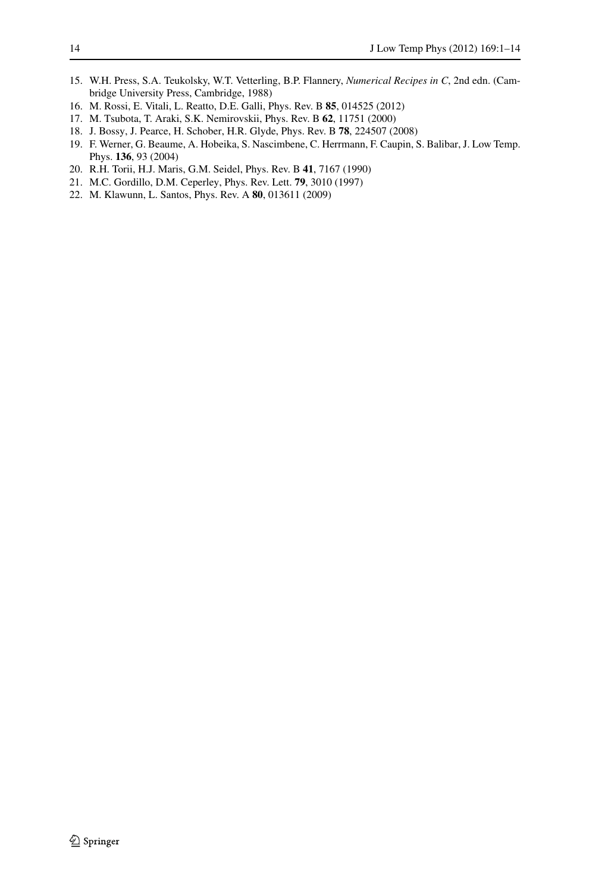15. W.H. Press, S.A. Teukolsky, W.T. Vetterling, B.P. Flannery, *Numerical Recipes in C*, 2nd edn. (Cambridge University Press, Cambridge, 1988)
16. M. Rossi, E. Vitali, L. Reatto, D.E. Galli, Phys. Rev. B **85**, 014525 (2012)
17. M. Tsubota, T. Araki, S.K. Nemirovskii, Phys. Rev. B **62**, 11751 (2000)
18. J. Bossy, J. Pearce, H. Schober, H.R. Glyde, Phys. Rev. B **78**, 224507 (2008)
19. F. Werner, G. Beaume, A. Hobeika, S. Nascimbene, C. Herrmann, F. Caupin, S. Balibar, J. Low Temp. Phys. **136**, 93 (2004)
20. R.H. Torii, H.J. Maris, G.M. Seidel, Phys. Rev. B **41**, 7167 (1990)
21. M.C. Gordillo, D.M. Ceperley, Phys. Rev. Lett. **79**, 3010 (1997)
22. M. Klawunn, L. Santos, Phys. Rev. A **80**, 013611 (2009)